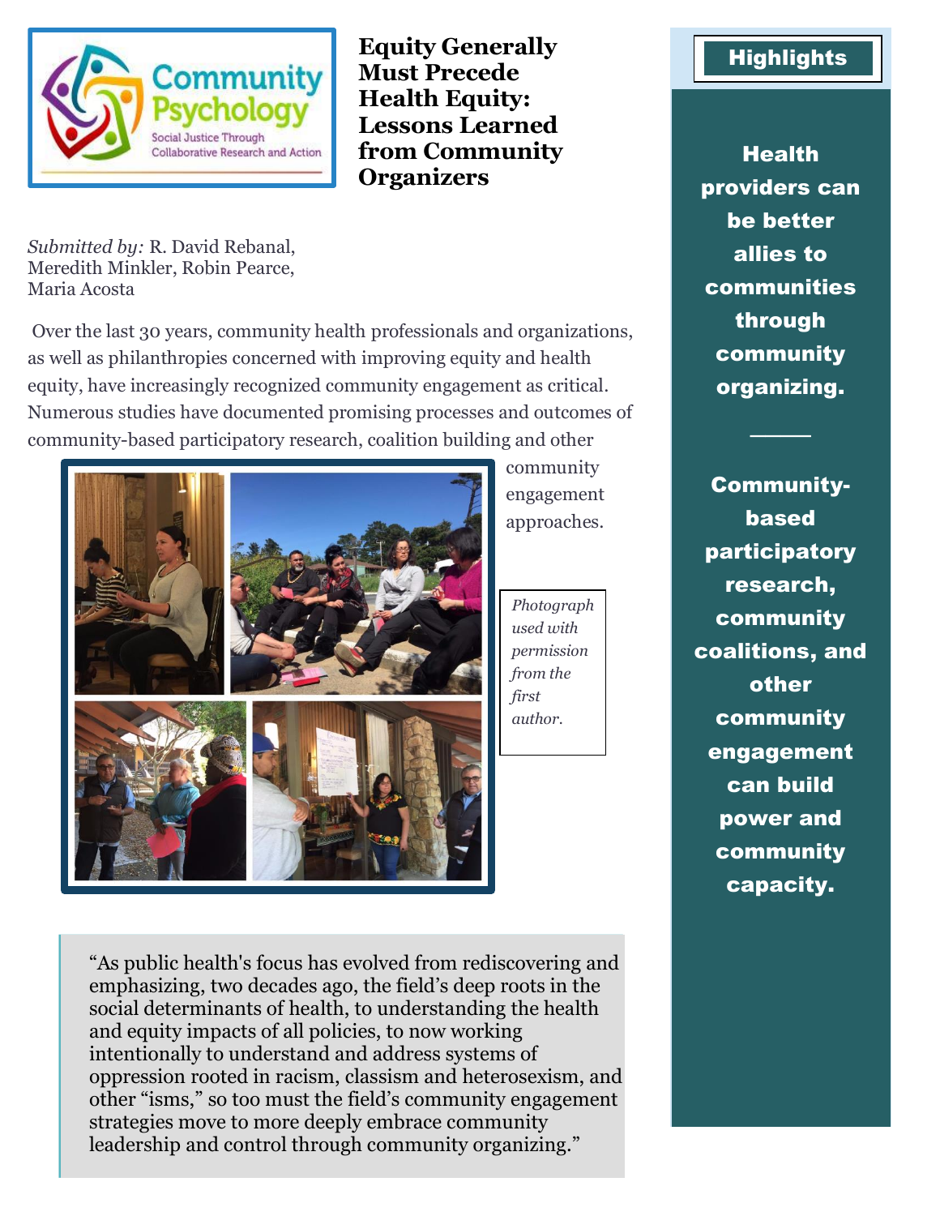# Equity Generally Must Precede Health Equity: Lessons Learned from Community Organizers

*Submitted by:* R. David Rebanal, Meredith Minkler, Robin Pearce, Maria Acosta

Over the last 30 years, community health professionals and organizations, as well as philanthropies concerned with improving equity and health equity, have increasingly recognized community engagement as critical. Numerous studies have documented promising processes and outcomes of community-based participatory research, coalition building and other community engagement approaches.

*Photograph used with permission from the first author.*

> "As public health's focus has evolved from rediscovering and emphasizing, two decades ago, the field's deep roots in the social determinants of health, to understanding the health and equity impacts of all policies, to now working intentionally to understand and address systems of oppression rooted in racism, classism and heterosexism, and other "isms," so too must the field's community engagement strategies move to more deeply embrace community leadership and control through community organizing."

## Highlights

**Health providers can be better allies to communities through community organizing.**

---

**Community-based participatory research, community coalitions, and other community engagement can build power and community capacity.**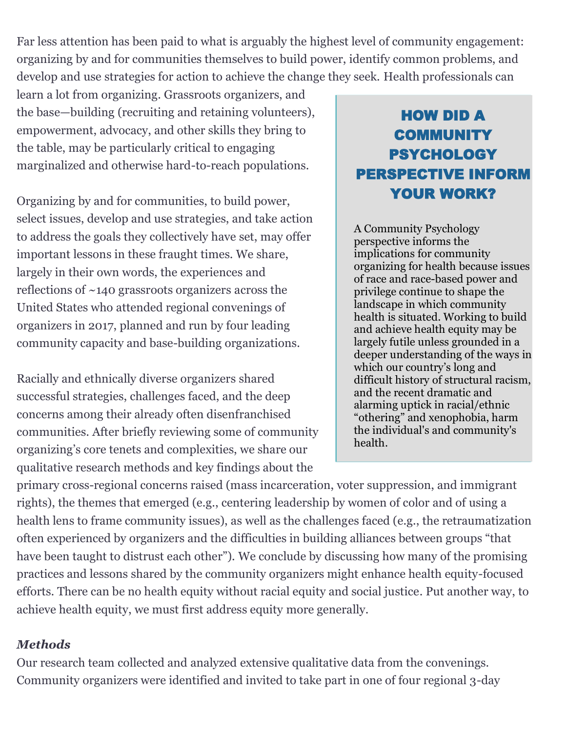Far less attention has been paid to what is arguably the highest level of community engagement: organizing by and for communities themselves to build power, identify common problems, and develop and use strategies for action to achieve the change they seek. Health professionals can learn a lot from organizing. Grassroots organizers, and the base—building (recruiting and retaining volunteers), empowerment, advocacy, and other skills they bring to the table, may be particularly critical to engaging marginalized and otherwise hard-to-reach populations.

Organizing by and for communities, to build power, select issues, develop and use strategies, and take action to address the goals they collectively have set, may offer important lessons in these fraught times. We share, largely in their own words, the experiences and reflections of ~140 grassroots organizers across the United States who attended regional convenings of organizers in 2017, planned and run by four leading community capacity and base-building organizations.

Racially and ethnically diverse organizers shared successful strategies, challenges faced, and the deep concerns among their already often disenfranchised communities. After briefly reviewing some of community organizing's core tenets and complexities, we share our qualitative research methods and key findings about the primary cross-regional concerns raised (mass incarceration, voter suppression, and immigrant rights), the themes that emerged (e.g., centering leadership by women of color and of using a health lens to frame community issues), as well as the challenges faced (e.g., the retraumatization often experienced by organizers and the difficulties in building alliances between groups "that have been taught to distrust each other"). We conclude by discussing how many of the promising practices and lessons shared by the community organizers might enhance health equity-focused efforts. There can be no health equity without racial equity and social justice. Put another way, to achieve health equity, we must first address equity more generally.

> **HOW DID A COMMUNITY PSYCHOLOGY PERSPECTIVE INFORM YOUR WORK?**
>
> A Community Psychology perspective informs the implications for community organizing for health because issues of race and race-based power and privilege continue to shape the landscape in which community health is situated. Working to build and achieve health equity may be largely futile unless grounded in a deeper understanding of the ways in which our country's long and difficult history of structural racism, and the recent dramatic and alarming uptick in racial/ethnic "othering" and xenophobia, harm the individual's and community's health.

### *Methods*

Our research team collected and analyzed extensive qualitative data from the convenings. Community organizers were identified and invited to take part in one of four regional 3-day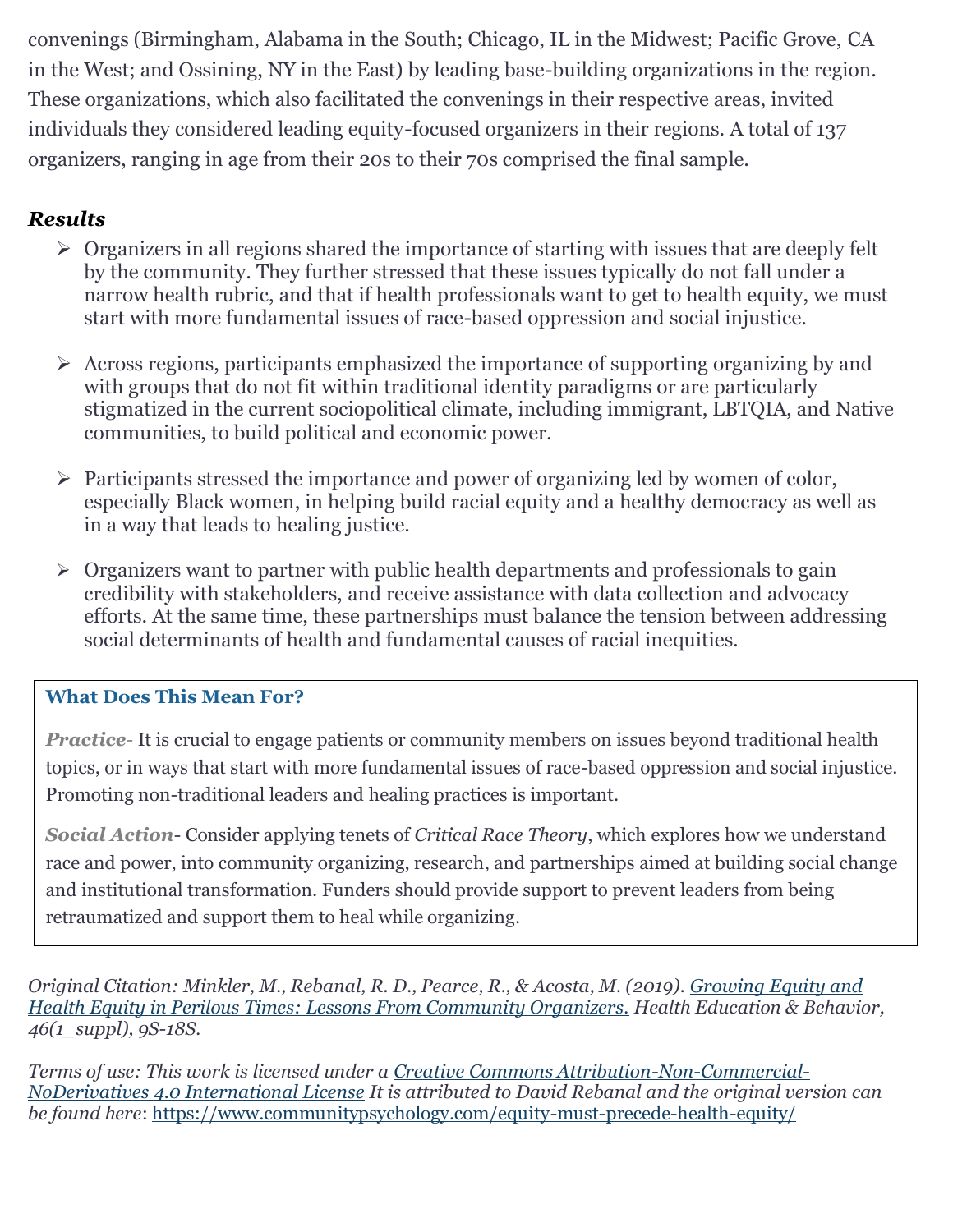convenings (Birmingham, Alabama in the South; Chicago, IL in the Midwest; Pacific Grove, CA in the West; and Ossining, NY in the East) by leading base-building organizations in the region. These organizations, which also facilitated the convenings in their respective areas, invited individuals they considered leading equity-focused organizers in their regions. A total of 137 organizers, ranging in age from their 20s to their 70s comprised the final sample.

### *Results*

- Organizers in all regions shared the importance of starting with issues that are deeply felt by the community. They further stressed that these issues typically do not fall under a narrow health rubric, and that if health professionals want to get to health equity, we must start with more fundamental issues of race-based oppression and social injustice.
- Across regions, participants emphasized the importance of supporting organizing by and with groups that do not fit within traditional identity paradigms or are particularly stigmatized in the current sociopolitical climate, including immigrant, LBTQIA, and Native communities, to build political and economic power.
- Participants stressed the importance and power of organizing led by women of color, especially Black women, in helping build racial equity and a healthy democracy as well as in a way that leads to healing justice.
- Organizers want to partner with public health departments and professionals to gain credibility with stakeholders, and receive assistance with data collection and advocacy efforts. At the same time, these partnerships must balance the tension between addressing social determinants of health and fundamental causes of racial inequities.

**What Does This Mean For?**

***Practice***- It is crucial to engage patients or community members on issues beyond traditional health topics, or in ways that start with more fundamental issues of race-based oppression and social injustice. Promoting non-traditional leaders and healing practices is important.

***Social Action***- Consider applying tenets of *Critical Race Theory*, which explores how we understand race and power, into community organizing, research, and partnerships aimed at building social change and institutional transformation. Funders should provide support to prevent leaders from being retraumatized and support them to heal while organizing.

*Original Citation: Minkler, M., Rebanal, R. D., Pearce, R., & Acosta, M. (2019). Growing Equity and Health Equity in Perilous Times: Lessons From Community Organizers. Health Education & Behavior, 46(1_suppl), 9S-18S.*

*Terms of use: This work is licensed under a Creative Commons Attribution-Non-Commercial-NoDerivatives 4.0 International License It is attributed to David Rebanal and the original version can be found here*: https://www.communitypsychology.com/equity-must-precede-health-equity/